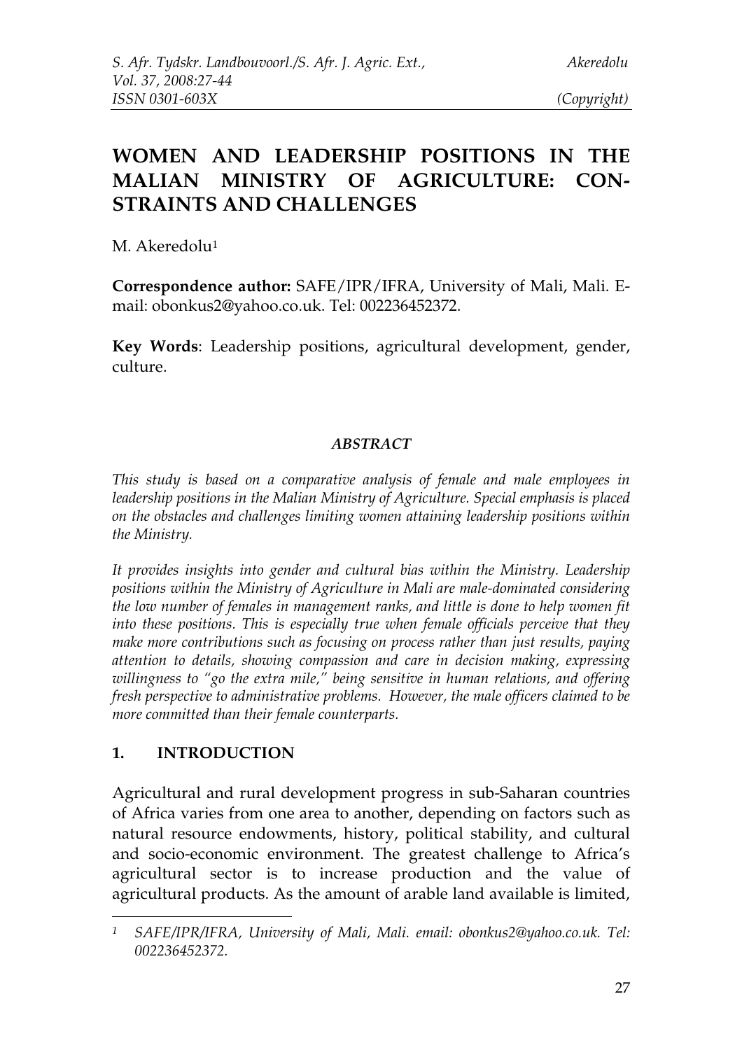# WOMEN AND LEADERSHIP POSITIONS IN THE MALIAN MINISTRY OF AGRICULTURE: CONSTRAINTS AND CHALLENGES

M. Akeredolu[1]

**Correspondence author:** SAFE/IPR/IFRA, University of Mali, Mali. E-mail: obonkus2@yahoo.co.uk. Tel: 002236452372.

**Key Words**: Leadership positions, agricultural development, gender, culture.

### *ABSTRACT*

*This study is based on a comparative analysis of female and male employees in leadership positions in the Malian Ministry of Agriculture. Special emphasis is placed on the obstacles and challenges limiting women attaining leadership positions within the Ministry.*

*It provides insights into gender and cultural bias within the Ministry. Leadership positions within the Ministry of Agriculture in Mali are male-dominated considering the low number of females in management ranks, and little is done to help women fit into these positions. This is especially true when female officials perceive that they make more contributions such as focusing on process rather than just results, paying attention to details, showing compassion and care in decision making, expressing willingness to "go the extra mile," being sensitive in human relations, and offering fresh perspective to administrative problems. However, the male officers claimed to be more committed than their female counterparts.*

## 1. INTRODUCTION

Agricultural and rural development progress in sub-Saharan countries of Africa varies from one area to another, depending on factors such as natural resource endowments, history, political stability, and cultural and socio-economic environment. The greatest challenge to Africa's agricultural sector is to increase production and the value of agricultural products. As the amount of arable land available is limited,

---

[1] *SAFE/IPR/IFRA, University of Mali, Mali. email: obonkus2@yahoo.co.uk. Tel: 002236452372.*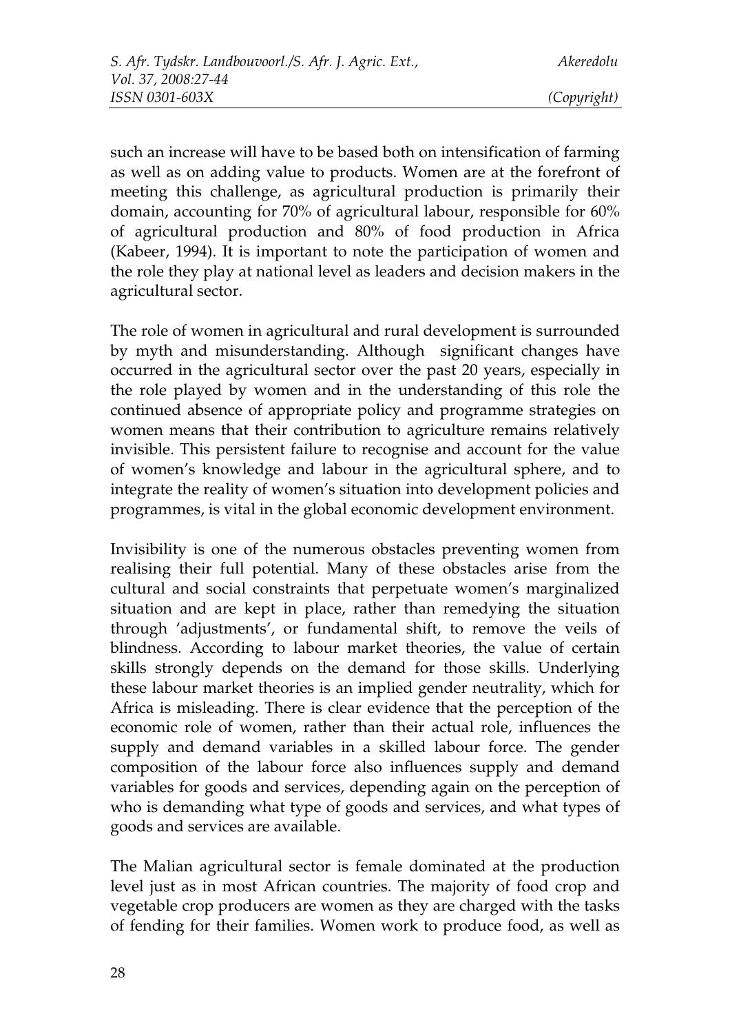such an increase will have to be based both on intensification of farming as well as on adding value to products. Women are at the forefront of meeting this challenge, as agricultural production is primarily their domain, accounting for 70% of agricultural labour, responsible for 60% of agricultural production and 80% of food production in Africa (Kabeer, 1994). It is important to note the participation of women and the role they play at national level as leaders and decision makers in the agricultural sector.

The role of women in agricultural and rural development is surrounded by myth and misunderstanding. Although significant changes have occurred in the agricultural sector over the past 20 years, especially in the role played by women and in the understanding of this role the continued absence of appropriate policy and programme strategies on women means that their contribution to agriculture remains relatively invisible. This persistent failure to recognise and account for the value of women's knowledge and labour in the agricultural sphere, and to integrate the reality of women's situation into development policies and programmes, is vital in the global economic development environment.

Invisibility is one of the numerous obstacles preventing women from realising their full potential. Many of these obstacles arise from the cultural and social constraints that perpetuate women's marginalized situation and are kept in place, rather than remedying the situation through 'adjustments', or fundamental shift, to remove the veils of blindness. According to labour market theories, the value of certain skills strongly depends on the demand for those skills. Underlying these labour market theories is an implied gender neutrality, which for Africa is misleading. There is clear evidence that the perception of the economic role of women, rather than their actual role, influences the supply and demand variables in a skilled labour force. The gender composition of the labour force also influences supply and demand variables for goods and services, depending again on the perception of who is demanding what type of goods and services, and what types of goods and services are available.

The Malian agricultural sector is female dominated at the production level just as in most African countries. The majority of food crop and vegetable crop producers are women as they are charged with the tasks of fending for their families. Women work to produce food, as well as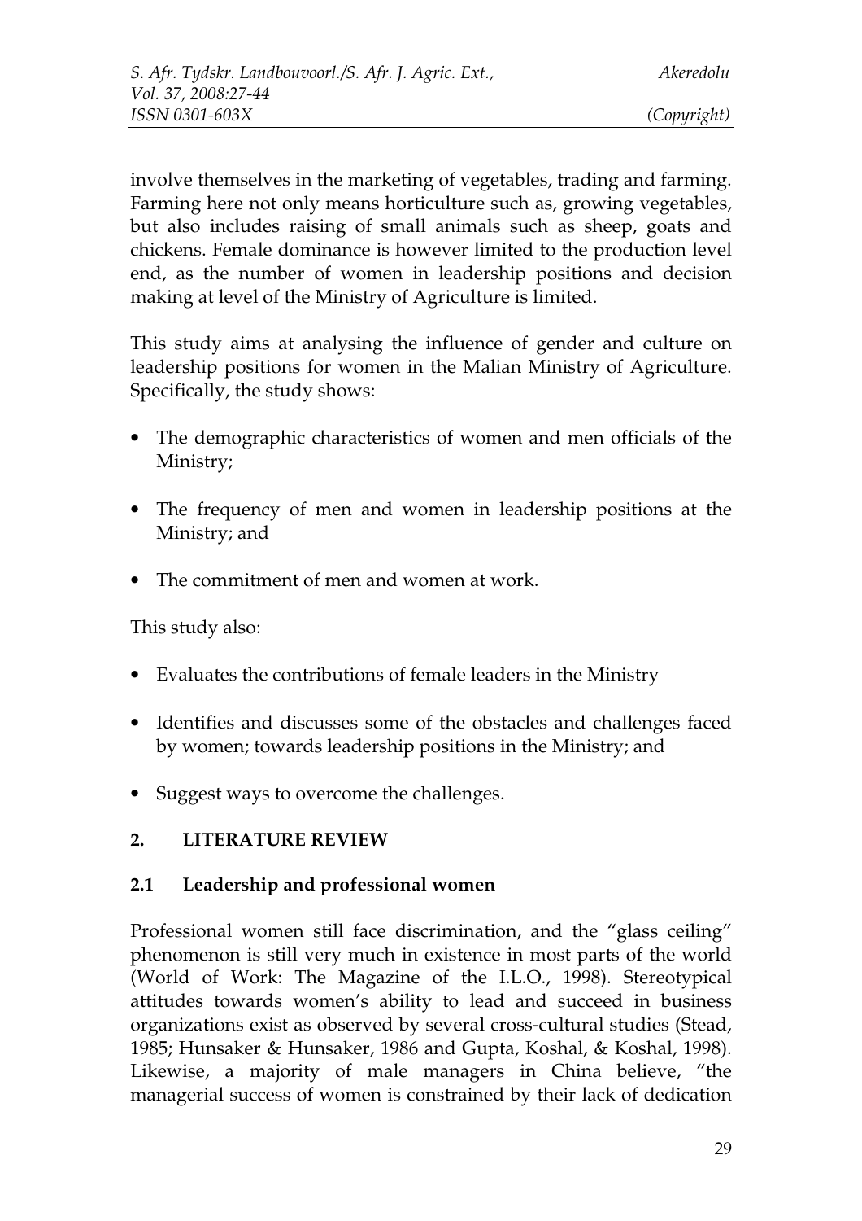involve themselves in the marketing of vegetables, trading and farming. Farming here not only means horticulture such as, growing vegetables, but also includes raising of small animals such as sheep, goats and chickens. Female dominance is however limited to the production level end, as the number of women in leadership positions and decision making at level of the Ministry of Agriculture is limited.

This study aims at analysing the influence of gender and culture on leadership positions for women in the Malian Ministry of Agriculture. Specifically, the study shows:

- The demographic characteristics of women and men officials of the Ministry;
- The frequency of men and women in leadership positions at the Ministry; and
- The commitment of men and women at work.

This study also:

- Evaluates the contributions of female leaders in the Ministry
- Identifies and discusses some of the obstacles and challenges faced by women; towards leadership positions in the Ministry; and
- Suggest ways to overcome the challenges.

## 2. LITERATURE REVIEW

### 2.1 Leadership and professional women

Professional women still face discrimination, and the "glass ceiling" phenomenon is still very much in existence in most parts of the world (World of Work: The Magazine of the I.L.O., 1998). Stereotypical attitudes towards women's ability to lead and succeed in business organizations exist as observed by several cross-cultural studies (Stead, 1985; Hunsaker & Hunsaker, 1986 and Gupta, Koshal, & Koshal, 1998). Likewise, a majority of male managers in China believe, "the managerial success of women is constrained by their lack of dedication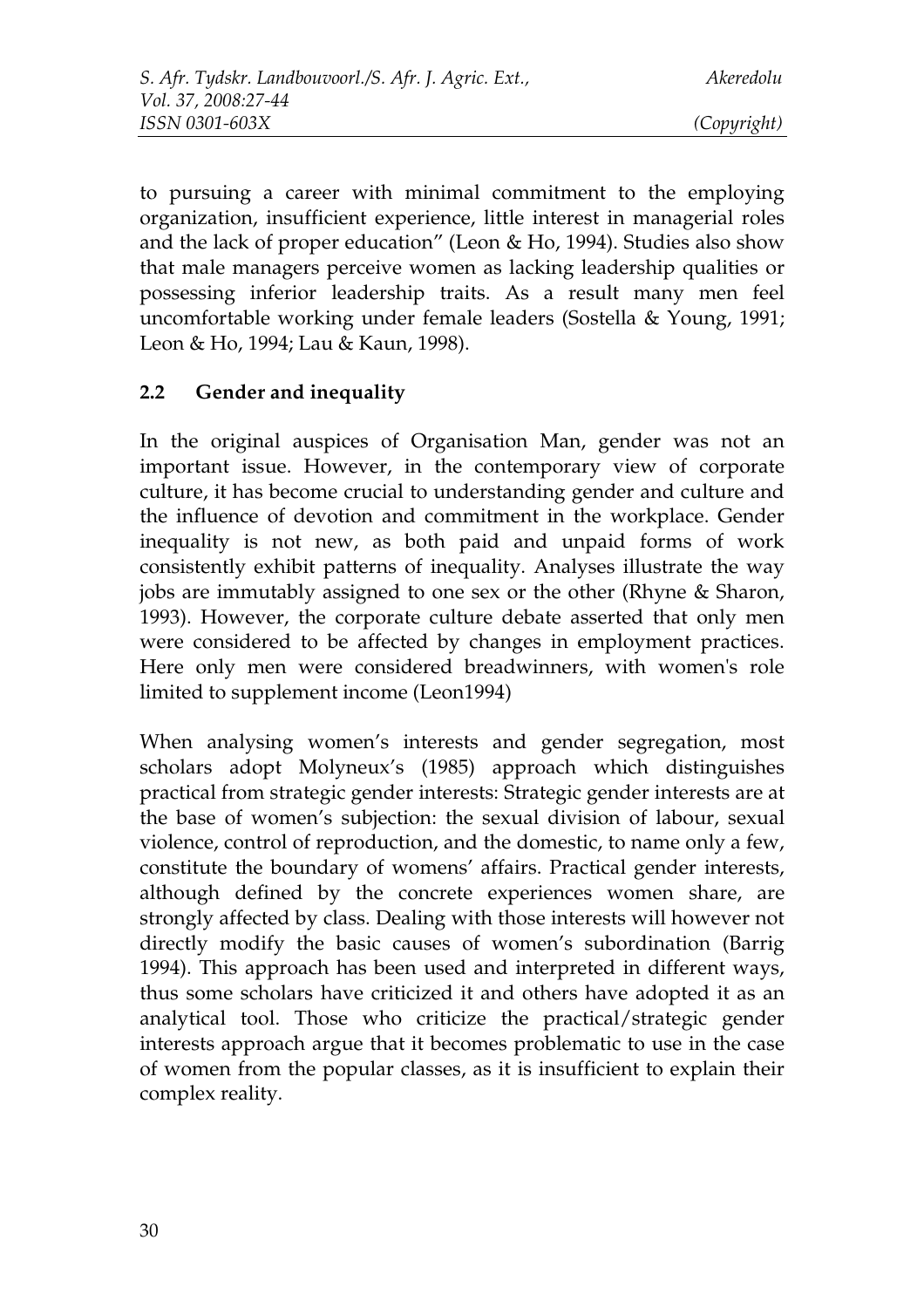to pursuing a career with minimal commitment to the employing organization, insufficient experience, little interest in managerial roles and the lack of proper education" (Leon & Ho, 1994). Studies also show that male managers perceive women as lacking leadership qualities or possessing inferior leadership traits. As a result many men feel uncomfortable working under female leaders (Sostella & Young, 1991; Leon & Ho, 1994; Lau & Kaun, 1998).

## 2.2 Gender and inequality

In the original auspices of Organisation Man, gender was not an important issue. However, in the contemporary view of corporate culture, it has become crucial to understanding gender and culture and the influence of devotion and commitment in the workplace. Gender inequality is not new, as both paid and unpaid forms of work consistently exhibit patterns of inequality. Analyses illustrate the way jobs are immutably assigned to one sex or the other (Rhyne & Sharon, 1993). However, the corporate culture debate asserted that only men were considered to be affected by changes in employment practices. Here only men were considered breadwinners, with women's role limited to supplement income (Leon1994)

When analysing women's interests and gender segregation, most scholars adopt Molyneux's (1985) approach which distinguishes practical from strategic gender interests: Strategic gender interests are at the base of women's subjection: the sexual division of labour, sexual violence, control of reproduction, and the domestic, to name only a few, constitute the boundary of womens' affairs. Practical gender interests, although defined by the concrete experiences women share, are strongly affected by class. Dealing with those interests will however not directly modify the basic causes of women's subordination (Barrig 1994). This approach has been used and interpreted in different ways, thus some scholars have criticized it and others have adopted it as an analytical tool. Those who criticize the practical/strategic gender interests approach argue that it becomes problematic to use in the case of women from the popular classes, as it is insufficient to explain their complex reality.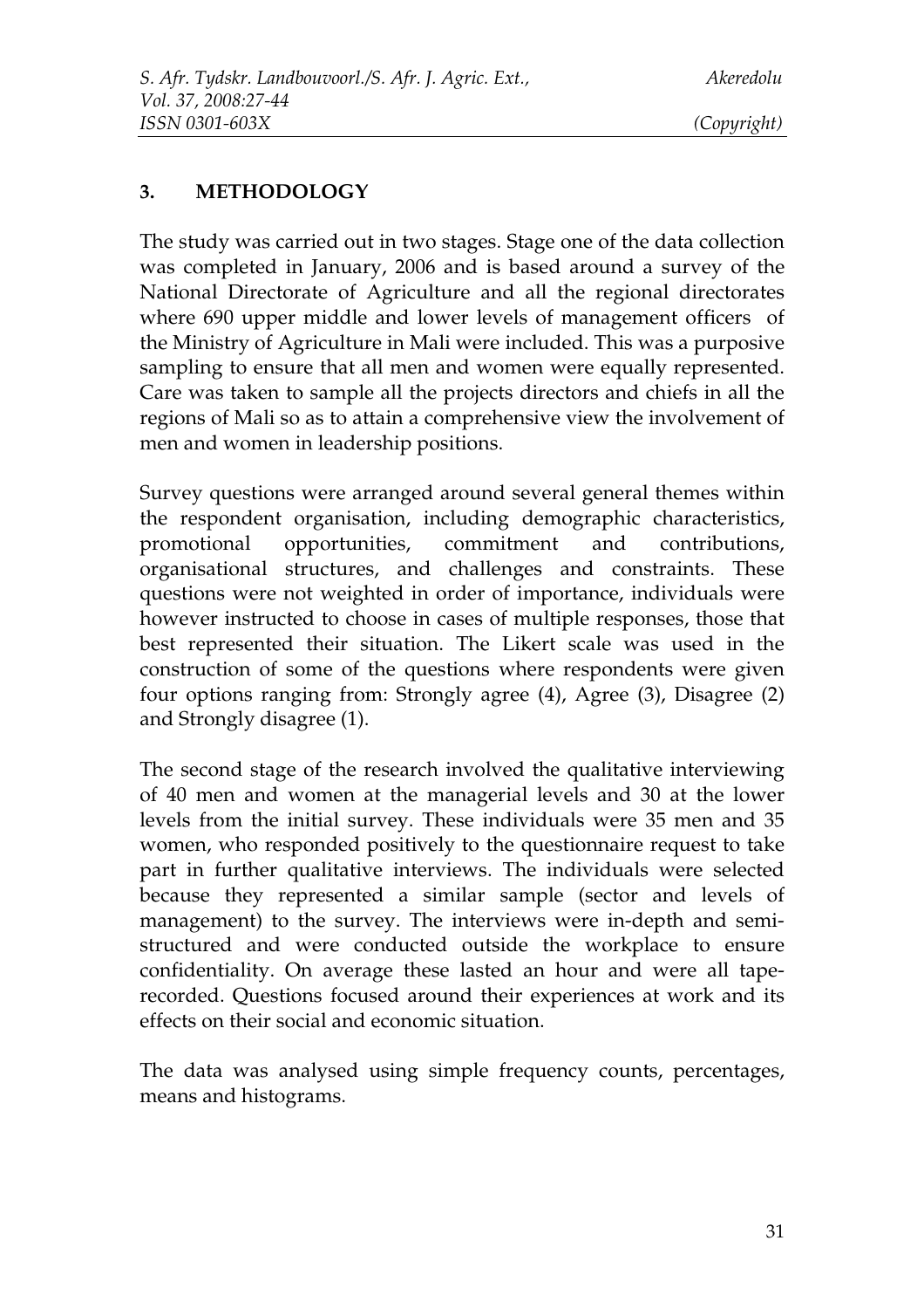## 3. METHODOLOGY

The study was carried out in two stages. Stage one of the data collection was completed in January, 2006 and is based around a survey of the National Directorate of Agriculture and all the regional directorates where 690 upper middle and lower levels of management officers of the Ministry of Agriculture in Mali were included. This was a purposive sampling to ensure that all men and women were equally represented. Care was taken to sample all the projects directors and chiefs in all the regions of Mali so as to attain a comprehensive view the involvement of men and women in leadership positions.

Survey questions were arranged around several general themes within the respondent organisation, including demographic characteristics, promotional opportunities, commitment and contributions, organisational structures, and challenges and constraints. These questions were not weighted in order of importance, individuals were however instructed to choose in cases of multiple responses, those that best represented their situation. The Likert scale was used in the construction of some of the questions where respondents were given four options ranging from: Strongly agree (4), Agree (3), Disagree (2) and Strongly disagree (1).

The second stage of the research involved the qualitative interviewing of 40 men and women at the managerial levels and 30 at the lower levels from the initial survey. These individuals were 35 men and 35 women, who responded positively to the questionnaire request to take part in further qualitative interviews. The individuals were selected because they represented a similar sample (sector and levels of management) to the survey. The interviews were in-depth and semi-structured and were conducted outside the workplace to ensure confidentiality. On average these lasted an hour and were all tape-recorded. Questions focused around their experiences at work and its effects on their social and economic situation.

The data was analysed using simple frequency counts, percentages, means and histograms.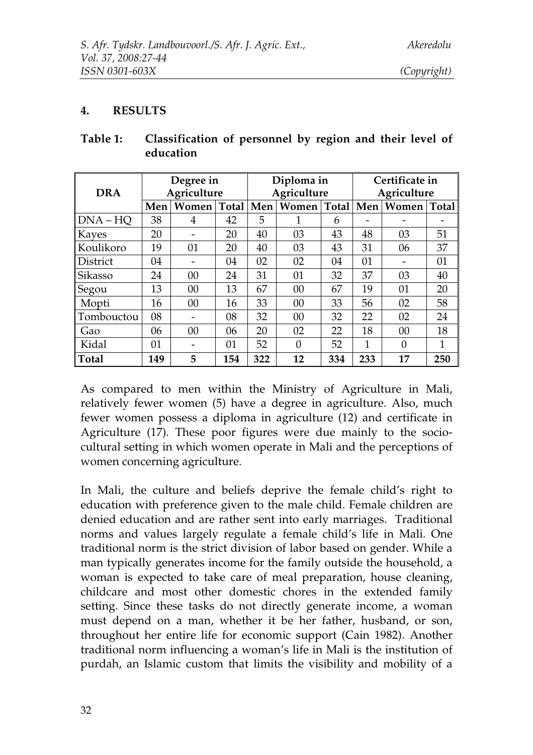## 4. RESULTS

**Table 1: Classification of personnel by region and their level of education**

| DRA | Degree in Agriculture | | | Diploma in Agriculture | | | Certificate in Agriculture | | |
|---|---|---|---|---|---|---|---|---|---|
| | Men | Women | Total | Men | Women | Total | Men | Women | Total |
| DNA – HQ | 38 | 4 | 42 | 5 | 1 | 6 | - | - | - |
| Kayes | 20 | - | 20 | 40 | 03 | 43 | 48 | 03 | 51 |
| Koulikoro | 19 | 01 | 20 | 40 | 03 | 43 | 31 | 06 | 37 |
| District | 04 | - | 04 | 02 | 02 | 04 | 01 | - | 01 |
| Sikasso | 24 | 00 | 24 | 31 | 01 | 32 | 37 | 03 | 40 |
| Segou | 13 | 00 | 13 | 67 | 00 | 67 | 19 | 01 | 20 |
| Mopti | 16 | 00 | 16 | 33 | 00 | 33 | 56 | 02 | 58 |
| Tombouctou | 08 | - | 08 | 32 | 00 | 32 | 22 | 02 | 24 |
| Gao | 06 | 00 | 06 | 20 | 02 | 22 | 18 | 00 | 18 |
| Kidal | 01 | - | 01 | 52 | 0 | 52 | 1 | 0 | 1 |
| **Total** | **149** | **5** | **154** | **322** | **12** | **334** | **233** | **17** | **250** |

As compared to men within the Ministry of Agriculture in Mali, relatively fewer women (5) have a degree in agriculture. Also, much fewer women possess a diploma in agriculture (12) and certificate in Agriculture (17). These poor figures were due mainly to the socio-cultural setting in which women operate in Mali and the perceptions of women concerning agriculture.

In Mali, the culture and beliefs deprive the female child's right to education with preference given to the male child. Female children are denied education and are rather sent into early marriages. Traditional norms and values largely regulate a female child's life in Mali. One traditional norm is the strict division of labor based on gender. While a man typically generates income for the family outside the household, a woman is expected to take care of meal preparation, house cleaning, childcare and most other domestic chores in the extended family setting. Since these tasks do not directly generate income, a woman must depend on a man, whether it be her father, husband, or son, throughout her entire life for economic support (Cain 1982). Another traditional norm influencing a woman's life in Mali is the institution of purdah, an Islamic custom that limits the visibility and mobility of a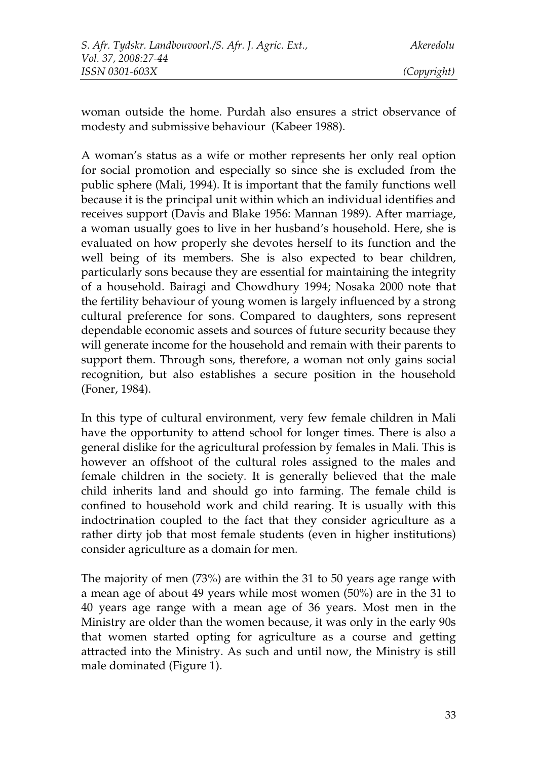woman outside the home. Purdah also ensures a strict observance of modesty and submissive behaviour (Kabeer 1988).

A woman's status as a wife or mother represents her only real option for social promotion and especially so since she is excluded from the public sphere (Mali, 1994). It is important that the family functions well because it is the principal unit within which an individual identifies and receives support (Davis and Blake 1956: Mannan 1989). After marriage, a woman usually goes to live in her husband's household. Here, she is evaluated on how properly she devotes herself to its function and the well being of its members. She is also expected to bear children, particularly sons because they are essential for maintaining the integrity of a household. Bairagi and Chowdhury 1994; Nosaka 2000 note that the fertility behaviour of young women is largely influenced by a strong cultural preference for sons. Compared to daughters, sons represent dependable economic assets and sources of future security because they will generate income for the household and remain with their parents to support them. Through sons, therefore, a woman not only gains social recognition, but also establishes a secure position in the household (Foner, 1984).

In this type of cultural environment, very few female children in Mali have the opportunity to attend school for longer times. There is also a general dislike for the agricultural profession by females in Mali. This is however an offshoot of the cultural roles assigned to the males and female children in the society. It is generally believed that the male child inherits land and should go into farming. The female child is confined to household work and child rearing. It is usually with this indoctrination coupled to the fact that they consider agriculture as a rather dirty job that most female students (even in higher institutions) consider agriculture as a domain for men.

The majority of men (73%) are within the 31 to 50 years age range with a mean age of about 49 years while most women (50%) are in the 31 to 40 years age range with a mean age of 36 years. Most men in the Ministry are older than the women because, it was only in the early 90s that women started opting for agriculture as a course and getting attracted into the Ministry. As such and until now, the Ministry is still male dominated (Figure 1).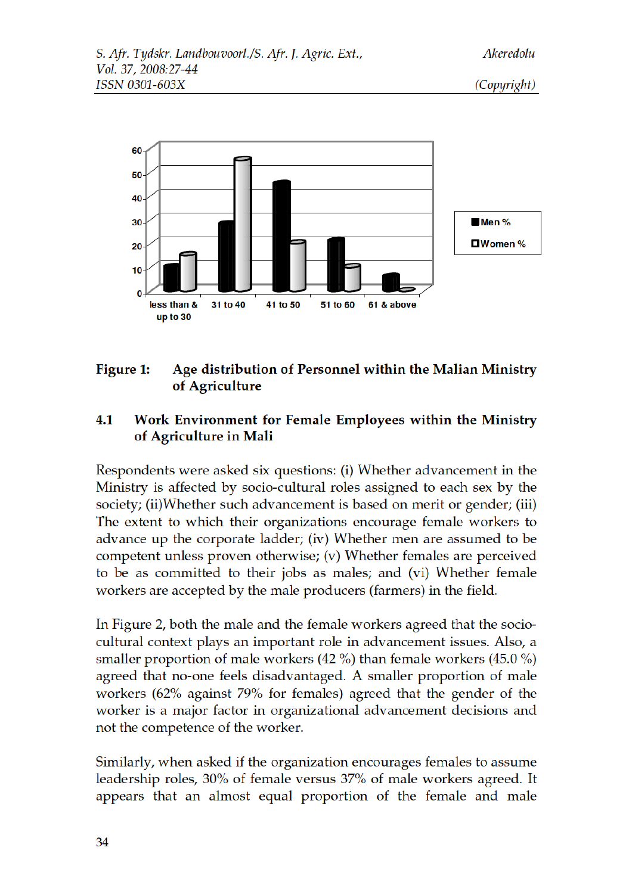**Figure 1: Age distribution of Personnel within the Malian Ministry of Agriculture**

## 4.1 Work Environment for Female Employees within the Ministry of Agriculture in Mali

Respondents were asked six questions: (i) Whether advancement in the Ministry is affected by socio-cultural roles assigned to each sex by the society; (ii)Whether such advancement is based on merit or gender; (iii) The extent to which their organizations encourage female workers to advance up the corporate ladder; (iv) Whether men are assumed to be competent unless proven otherwise; (v) Whether females are perceived to be as committed to their jobs as males; and (vi) Whether female workers are accepted by the male producers (farmers) in the field.

In Figure 2, both the male and the female workers agreed that the socio-cultural context plays an important role in advancement issues. Also, a smaller proportion of male workers (42 %) than female workers (45.0 %) agreed that no-one feels disadvantaged. A smaller proportion of male workers (62% against 79% for females) agreed that the gender of the worker is a major factor in organizational advancement decisions and not the competence of the worker.

Similarly, when asked if the organization encourages females to assume leadership roles, 30% of female versus 37% of male workers agreed. It appears that an almost equal proportion of the female and male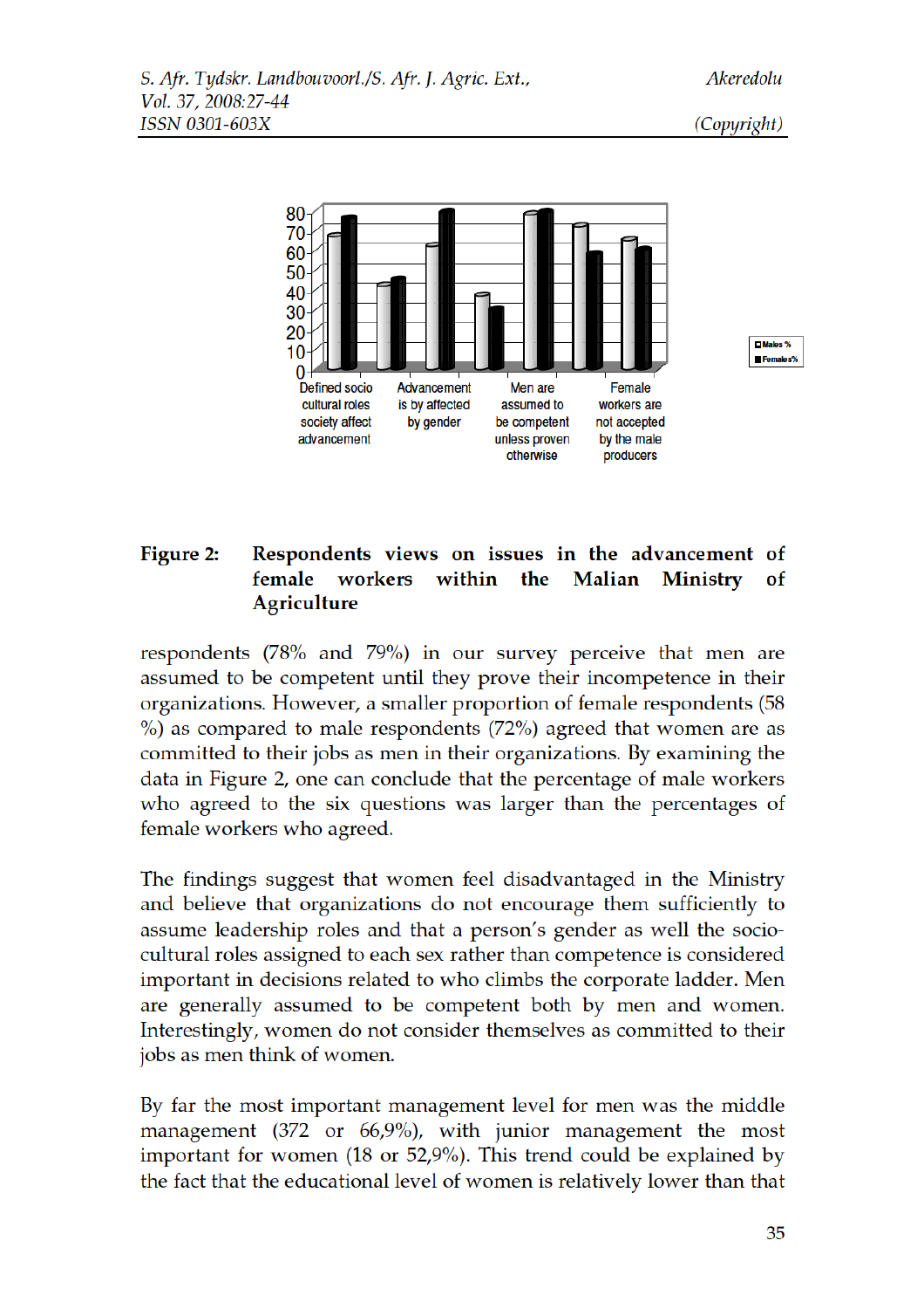**Figure 2: Respondents views on issues in the advancement of female workers within the Malian Ministry of Agriculture**

respondents (78% and 79%) in our survey perceive that men are assumed to be competent until they prove their incompetence in their organizations. However, a smaller proportion of female respondents (58 %) as compared to male respondents (72%) agreed that women are as committed to their jobs as men in their organizations. By examining the data in Figure 2, one can conclude that the percentage of male workers who agreed to the six questions was larger than the percentages of female workers who agreed.

The findings suggest that women feel disadvantaged in the Ministry and believe that organizations do not encourage them sufficiently to assume leadership roles and that a person's gender as well the socio-cultural roles assigned to each sex rather than competence is considered important in decisions related to who climbs the corporate ladder. Men are generally assumed to be competent both by men and women. Interestingly, women do not consider themselves as committed to their jobs as men think of women.

By far the most important management level for men was the middle management (372 or 66,9%), with junior management the most important for women (18 or 52,9%). This trend could be explained by the fact that the educational level of women is relatively lower than that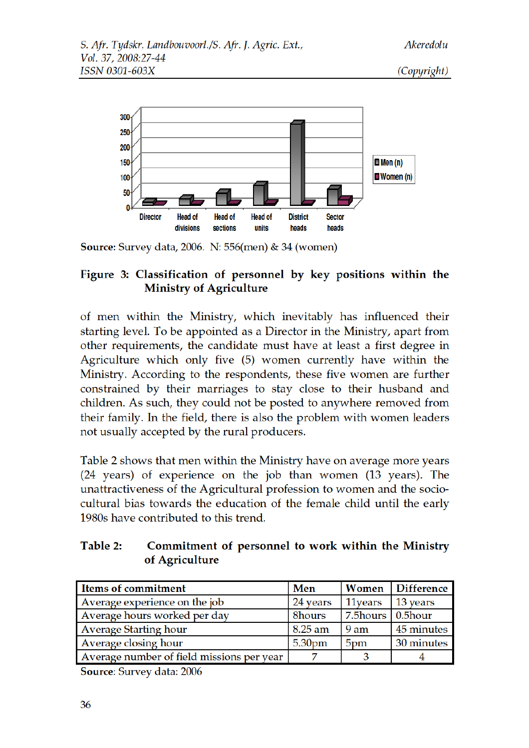Source: Survey data, 2006. N: 556(men) & 34 (women)

**Figure 3: Classification of personnel by key positions within the Ministry of Agriculture**

of men within the Ministry, which inevitably has influenced their starting level. To be appointed as a Director in the Ministry, apart from other requirements, the candidate must have at least a first degree in Agriculture which only five (5) women currently have within the Ministry. According to the respondents, these five women are further constrained by their marriages to stay close to their husband and children. As such, they could not be posted to anywhere removed from their family. In the field, there is also the problem with women leaders not usually accepted by the rural producers.

Table 2 shows that men within the Ministry have on average more years (24 years) of experience on the job than women (13 years). The unattractiveness of the Agricultural profession to women and the socio-cultural bias towards the education of the female child until the early 1980s have contributed to this trend.

**Table 2: Commitment of personnel to work within the Ministry of Agriculture**

| Items of commitment | Men | Women | Difference |
|---|---|---|---|
| Average experience on the job | 24 years | 11years | 13 years |
| Average hours worked per day | 8hours | 7.5hours | 0.5hour |
| Average Starting hour | 8.25 am | 9 am | 45 minutes |
| Average closing hour | 5.30pm | 5pm | 30 minutes |
| Average number of field missions per year | 7 | 3 | 4 |

**Source**: Survey data: 2006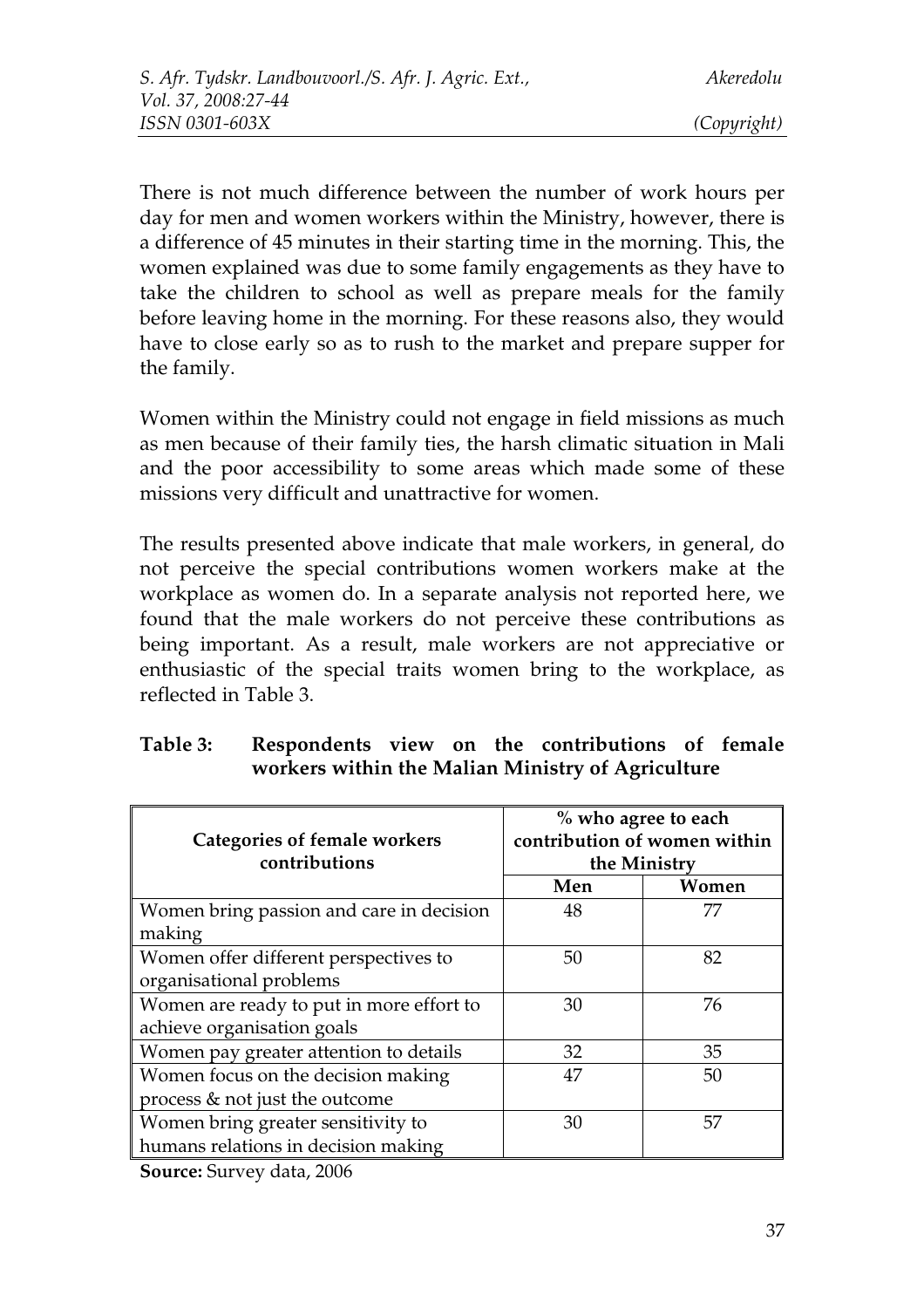There is not much difference between the number of work hours per day for men and women workers within the Ministry, however, there is a difference of 45 minutes in their starting time in the morning. This, the women explained was due to some family engagements as they have to take the children to school as well as prepare meals for the family before leaving home in the morning. For these reasons also, they would have to close early so as to rush to the market and prepare supper for the family.

Women within the Ministry could not engage in field missions as much as men because of their family ties, the harsh climatic situation in Mali and the poor accessibility to some areas which made some of these missions very difficult and unattractive for women.

The results presented above indicate that male workers, in general, do not perceive the special contributions women workers make at the workplace as women do. In a separate analysis not reported here, we found that the male workers do not perceive these contributions as being important. As a result, male workers are not appreciative or enthusiastic of the special traits women bring to the workplace, as reflected in Table 3.

**Table 3: Respondents view on the contributions of female workers within the Malian Ministry of Agriculture**

| Categories of female workers contributions | % who agree to each contribution of women within the Ministry | |
|---|---|---|
| | **Men** | **Women** |
| Women bring passion and care in decision making | 48 | 77 |
| Women offer different perspectives to organisational problems | 50 | 82 |
| Women are ready to put in more effort to achieve organisation goals | 30 | 76 |
| Women pay greater attention to details | 32 | 35 |
| Women focus on the decision making process & not just the outcome | 47 | 50 |
| Women bring greater sensitivity to humans relations in decision making | 30 | 57 |

**Source:** Survey data, 2006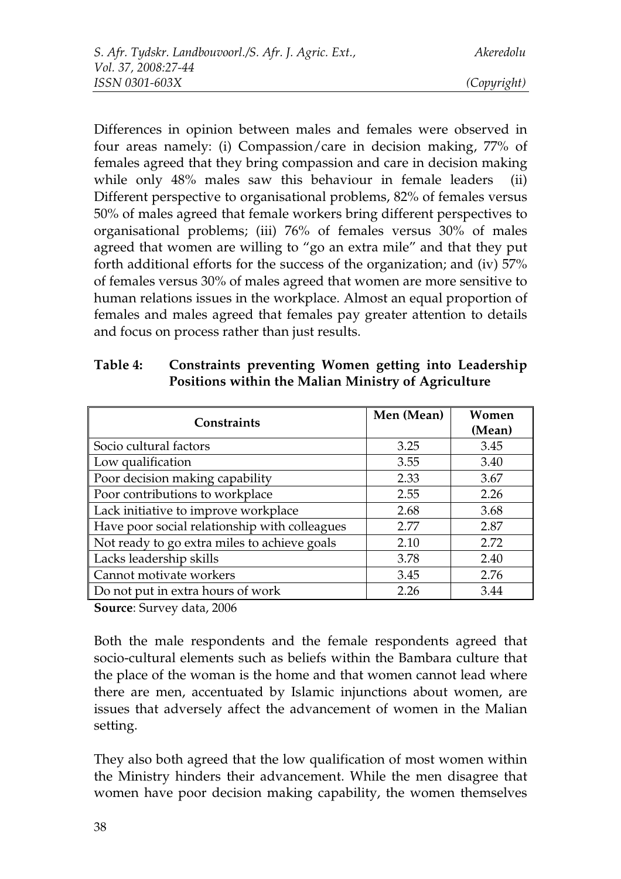Differences in opinion between males and females were observed in four areas namely: (i) Compassion/care in decision making, 77% of females agreed that they bring compassion and care in decision making while only 48% males saw this behaviour in female leaders (ii) Different perspective to organisational problems, 82% of females versus 50% of males agreed that female workers bring different perspectives to organisational problems; (iii) 76% of females versus 30% of males agreed that women are willing to "go an extra mile" and that they put forth additional efforts for the success of the organization; and (iv) 57% of females versus 30% of males agreed that women are more sensitive to human relations issues in the workplace. Almost an equal proportion of females and males agreed that females pay greater attention to details and focus on process rather than just results.

**Table 4: Constraints preventing Women getting into Leadership Positions within the Malian Ministry of Agriculture**

| Constraints | Men (Mean) | Women (Mean) |
|---|---|---|
| Socio cultural factors | 3.25 | 3.45 |
| Low qualification | 3.55 | 3.40 |
| Poor decision making capability | 2.33 | 3.67 |
| Poor contributions to workplace | 2.55 | 2.26 |
| Lack initiative to improve workplace | 2.68 | 3.68 |
| Have poor social relationship with colleagues | 2.77 | 2.87 |
| Not ready to go extra miles to achieve goals | 2.10 | 2.72 |
| Lacks leadership skills | 3.78 | 2.40 |
| Cannot motivate workers | 3.45 | 2.76 |
| Do not put in extra hours of work | 2.26 | 3.44 |

**Source**: Survey data, 2006

Both the male respondents and the female respondents agreed that socio-cultural elements such as beliefs within the Bambara culture that the place of the woman is the home and that women cannot lead where there are men, accentuated by Islamic injunctions about women, are issues that adversely affect the advancement of women in the Malian setting.

They also both agreed that the low qualification of most women within the Ministry hinders their advancement. While the men disagree that women have poor decision making capability, the women themselves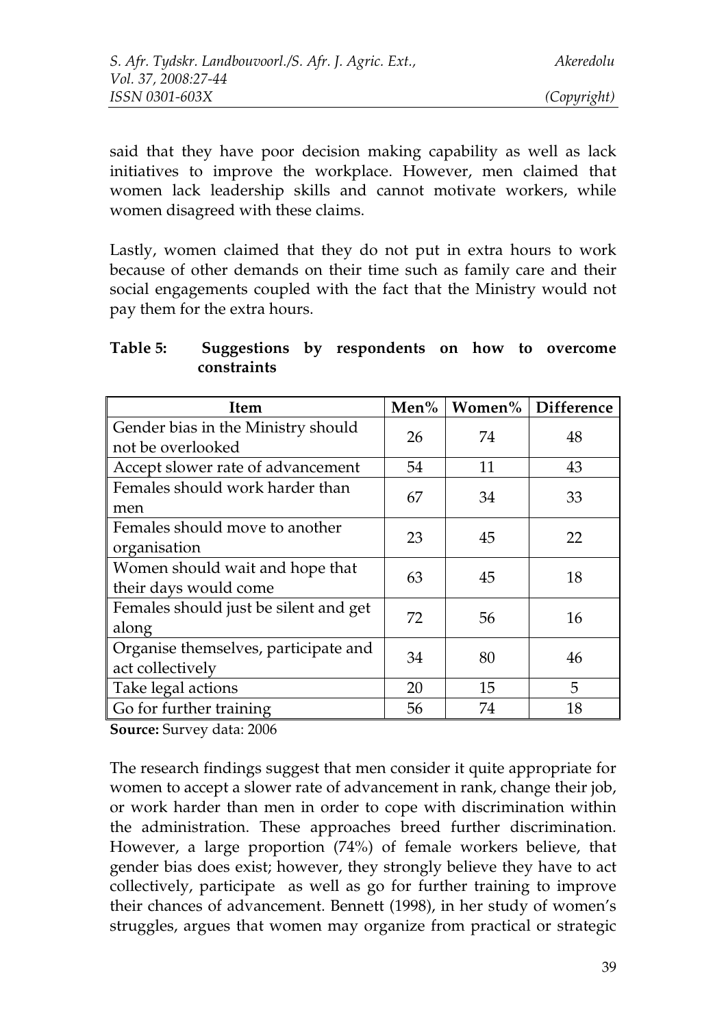said that they have poor decision making capability as well as lack initiatives to improve the workplace. However, men claimed that women lack leadership skills and cannot motivate workers, while women disagreed with these claims.

Lastly, women claimed that they do not put in extra hours to work because of other demands on their time such as family care and their social engagements coupled with the fact that the Ministry would not pay them for the extra hours.

**Table 5: Suggestions by respondents on how to overcome constraints**

| Item | Men% | Women% | Difference |
|---|---|---|---|
| Gender bias in the Ministry should not be overlooked | 26 | 74 | 48 |
| Accept slower rate of advancement | 54 | 11 | 43 |
| Females should work harder than men | 67 | 34 | 33 |
| Females should move to another organisation | 23 | 45 | 22 |
| Women should wait and hope that their days would come | 63 | 45 | 18 |
| Females should just be silent and get along | 72 | 56 | 16 |
| Organise themselves, participate and act collectively | 34 | 80 | 46 |
| Take legal actions | 20 | 15 | 5 |
| Go for further training | 56 | 74 | 18 |

**Source:** Survey data: 2006

The research findings suggest that men consider it quite appropriate for women to accept a slower rate of advancement in rank, change their job, or work harder than men in order to cope with discrimination within the administration. These approaches breed further discrimination. However, a large proportion (74%) of female workers believe, that gender bias does exist; however, they strongly believe they have to act collectively, participate as well as go for further training to improve their chances of advancement. Bennett (1998), in her study of women's struggles, argues that women may organize from practical or strategic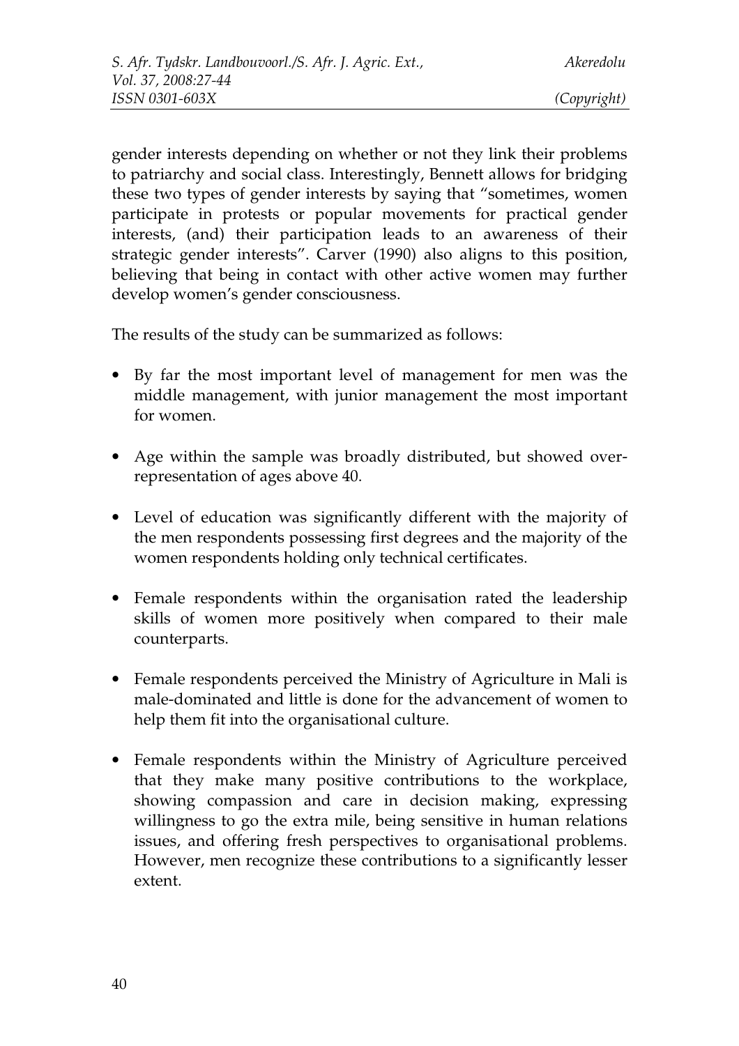gender interests depending on whether or not they link their problems to patriarchy and social class. Interestingly, Bennett allows for bridging these two types of gender interests by saying that "sometimes, women participate in protests or popular movements for practical gender interests, (and) their participation leads to an awareness of their strategic gender interests". Carver (1990) also aligns to this position, believing that being in contact with other active women may further develop women's gender consciousness.

The results of the study can be summarized as follows:

- By far the most important level of management for men was the middle management, with junior management the most important for women.
- Age within the sample was broadly distributed, but showed over-representation of ages above 40.
- Level of education was significantly different with the majority of the men respondents possessing first degrees and the majority of the women respondents holding only technical certificates.
- Female respondents within the organisation rated the leadership skills of women more positively when compared to their male counterparts.
- Female respondents perceived the Ministry of Agriculture in Mali is male-dominated and little is done for the advancement of women to help them fit into the organisational culture.
- Female respondents within the Ministry of Agriculture perceived that they make many positive contributions to the workplace, showing compassion and care in decision making, expressing willingness to go the extra mile, being sensitive in human relations issues, and offering fresh perspectives to organisational problems. However, men recognize these contributions to a significantly lesser extent.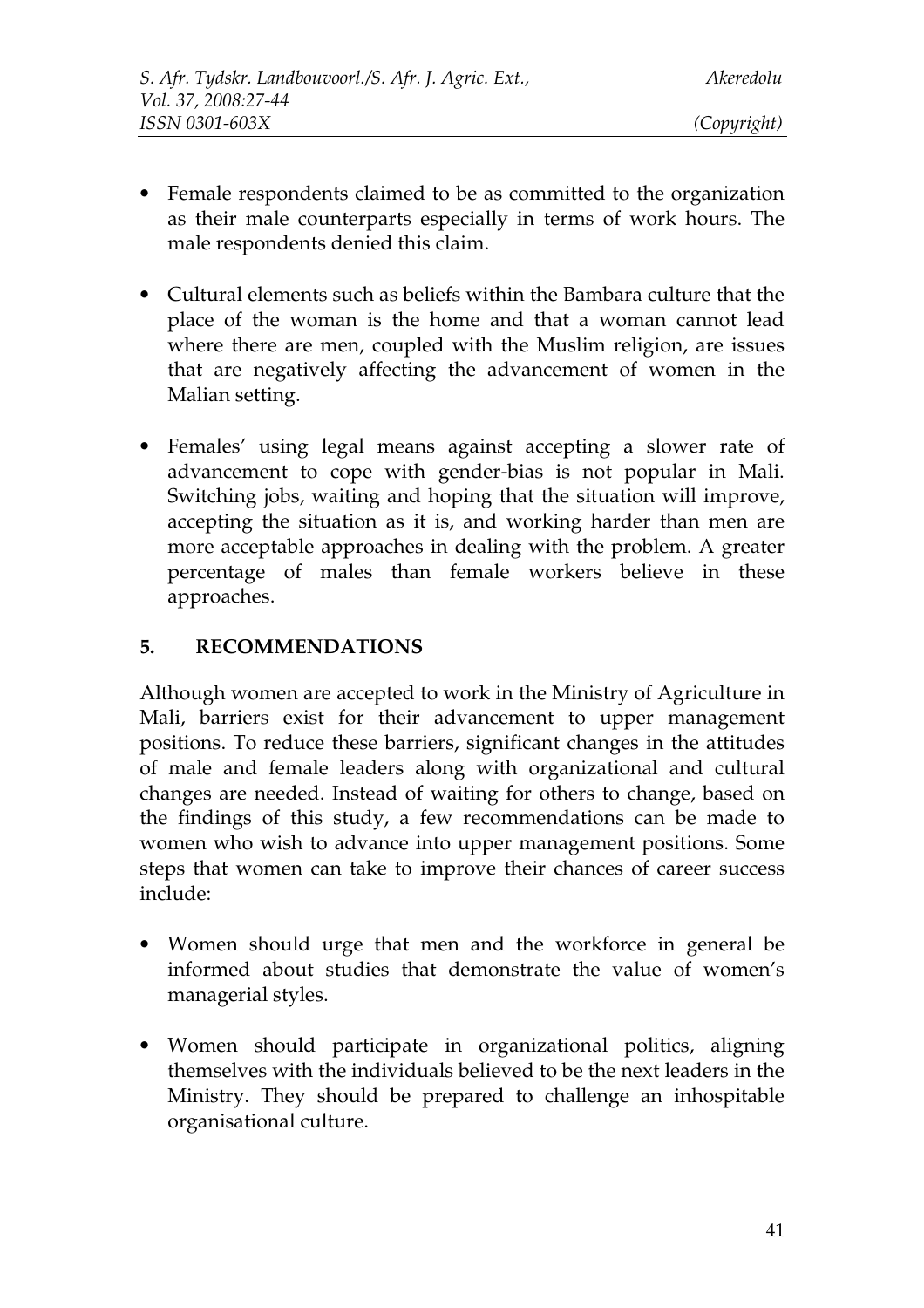- Female respondents claimed to be as committed to the organization as their male counterparts especially in terms of work hours. The male respondents denied this claim.

- Cultural elements such as beliefs within the Bambara culture that the place of the woman is the home and that a woman cannot lead where there are men, coupled with the Muslim religion, are issues that are negatively affecting the advancement of women in the Malian setting.

- Females' using legal means against accepting a slower rate of advancement to cope with gender-bias is not popular in Mali. Switching jobs, waiting and hoping that the situation will improve, accepting the situation as it is, and working harder than men are more acceptable approaches in dealing with the problem. A greater percentage of males than female workers believe in these approaches.

## 5. RECOMMENDATIONS

Although women are accepted to work in the Ministry of Agriculture in Mali, barriers exist for their advancement to upper management positions. To reduce these barriers, significant changes in the attitudes of male and female leaders along with organizational and cultural changes are needed. Instead of waiting for others to change, based on the findings of this study, a few recommendations can be made to women who wish to advance into upper management positions. Some steps that women can take to improve their chances of career success include:

- Women should urge that men and the workforce in general be informed about studies that demonstrate the value of women's managerial styles.

- Women should participate in organizational politics, aligning themselves with the individuals believed to be the next leaders in the Ministry. They should be prepared to challenge an inhospitable organisational culture.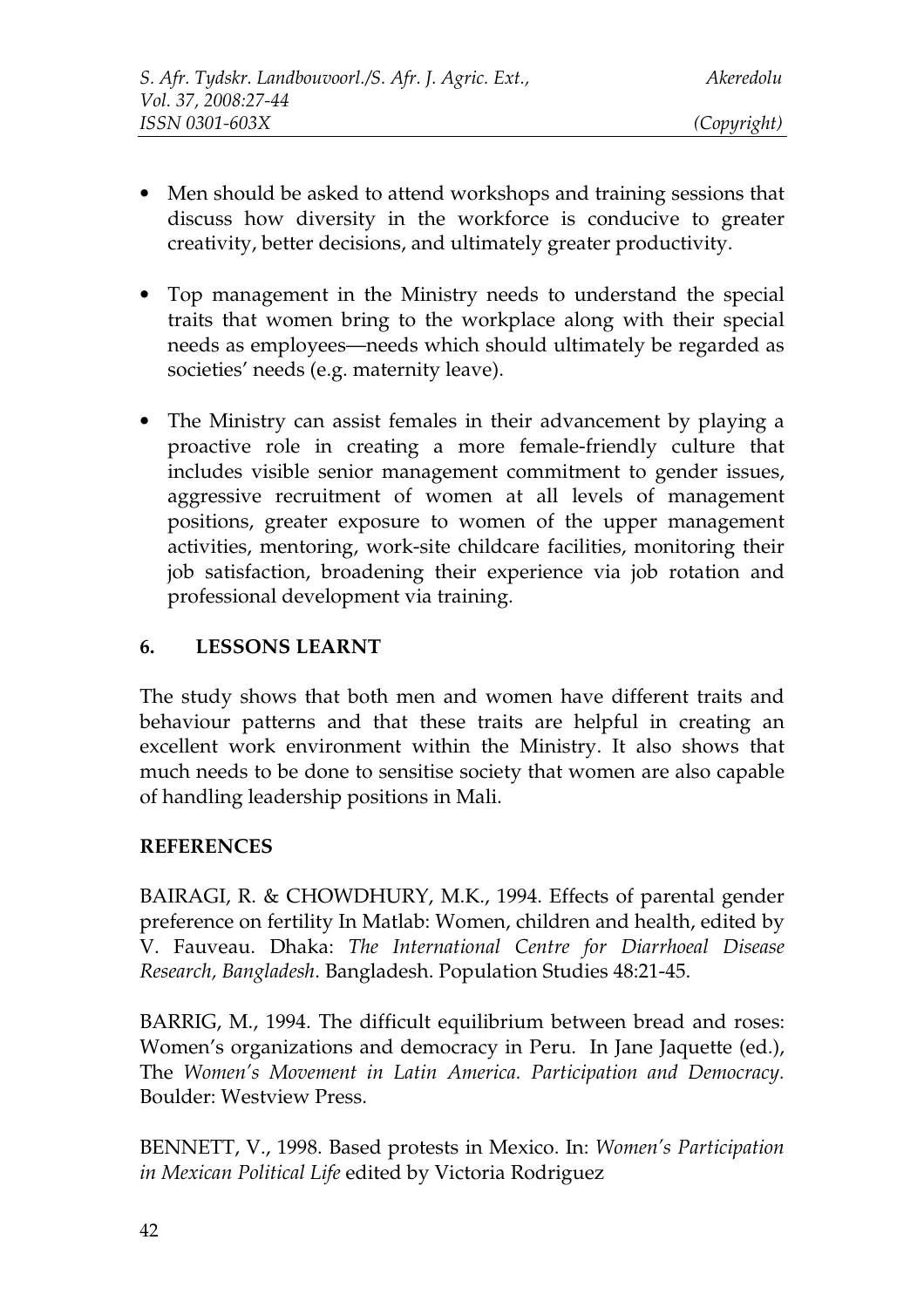- Men should be asked to attend workshops and training sessions that discuss how diversity in the workforce is conducive to greater creativity, better decisions, and ultimately greater productivity.

- Top management in the Ministry needs to understand the special traits that women bring to the workplace along with their special needs as employees—needs which should ultimately be regarded as societies' needs (e.g. maternity leave).

- The Ministry can assist females in their advancement by playing a proactive role in creating a more female-friendly culture that includes visible senior management commitment to gender issues, aggressive recruitment of women at all levels of management positions, greater exposure to women of the upper management activities, mentoring, work-site childcare facilities, monitoring their job satisfaction, broadening their experience via job rotation and professional development via training.

## 6. LESSONS LEARNT

The study shows that both men and women have different traits and behaviour patterns and that these traits are helpful in creating an excellent work environment within the Ministry. It also shows that much needs to be done to sensitise society that women are also capable of handling leadership positions in Mali.

## REFERENCES

BAIRAGI, R. & CHOWDHURY, M.K., 1994. Effects of parental gender preference on fertility In Matlab: Women, children and health, edited by V. Fauveau. Dhaka: *The International Centre for Diarrhoeal Disease Research, Bangladesh.* Bangladesh. Population Studies 48:21-45.

BARRIG, M., 1994. The difficult equilibrium between bread and roses: Women's organizations and democracy in Peru. In Jane Jaquette (ed.), The *Women's Movement in Latin America. Participation and Democracy.* Boulder: Westview Press.

BENNETT, V., 1998. Based protests in Mexico. In: *Women's Participation in Mexican Political Life* edited by Victoria Rodriguez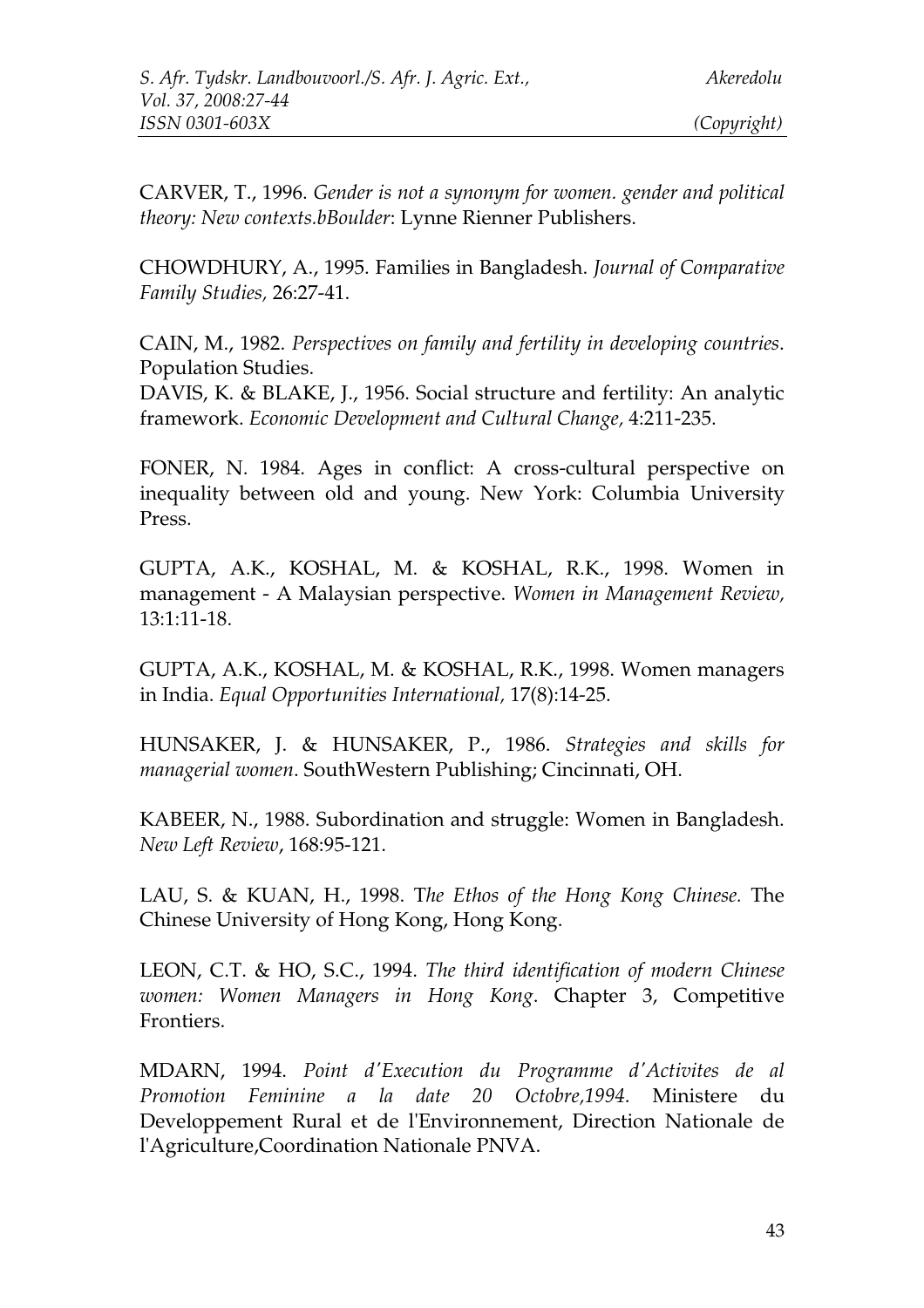CARVER, T., 1996. *Gender is not a synonym for women. gender and political theory: New contexts.bBoulder*: Lynne Rienner Publishers.

CHOWDHURY, A., 1995. Families in Bangladesh. *Journal of Comparative Family Studies,* 26:27-41.

CAIN, M., 1982. *Perspectives on family and fertility in developing countries*. Population Studies.

DAVIS, K. & BLAKE, J., 1956. Social structure and fertility: An analytic framework. *Economic Development and Cultural Change,* 4:211-235.

FONER, N. 1984. Ages in conflict: A cross-cultural perspective on inequality between old and young. New York: Columbia University Press.

GUPTA, A.K., KOSHAL, M. & KOSHAL, R.K., 1998. Women in management - A Malaysian perspective. *Women in Management Review,* 13:1:11-18.

GUPTA, A.K., KOSHAL, M. & KOSHAL, R.K., 1998. Women managers in India. *Equal Opportunities International,* 17(8):14-25.

HUNSAKER, J. & HUNSAKER, P., 1986. *Strategies and skills for managerial women*. SouthWestern Publishing; Cincinnati, OH.

KABEER, N., 1988. Subordination and struggle: Women in Bangladesh. *New Left Review*, 168:95-121.

LAU, S. & KUAN, H., 1998. T*he Ethos of the Hong Kong Chinese.* The Chinese University of Hong Kong, Hong Kong.

LEON, C.T. & HO, S.C., 1994. *The third identification of modern Chinese women: Women Managers in Hong Kong*. Chapter 3, Competitive Frontiers.

MDARN, 1994. *Point d'Execution du Programme d'Activites de al Promotion Feminine a la date 20 Octobre,1994*. Ministere du Developpement Rural et de l'Environnement, Direction Nationale de l'Agriculture,Coordination Nationale PNVA.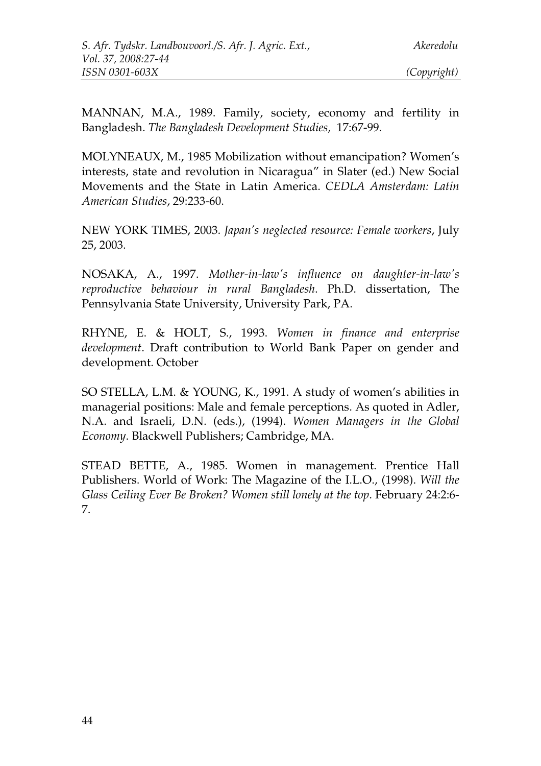MANNAN, M.A., 1989. Family, society, economy and fertility in Bangladesh. *The Bangladesh Development Studies,* 17:67-99.

MOLYNEAUX, M., 1985 Mobilization without emancipation? Women's interests, state and revolution in Nicaragua" in Slater (ed.) New Social Movements and the State in Latin America. *CEDLA Amsterdam: Latin American Studies*, 29:233-60.

NEW YORK TIMES, 2003. *Japan's neglected resource: Female workers*, July 25, 2003.

NOSAKA, A., 1997. *Mother-in-law's influence on daughter-in-law's reproductive behaviour in rural Bangladesh*. Ph.D. dissertation, The Pennsylvania State University, University Park, PA.

RHYNE, E. & HOLT, S., 1993. *Women in finance and enterprise development*. Draft contribution to World Bank Paper on gender and development. October

SO STELLA, L.M. & YOUNG, K., 1991. A study of women's abilities in managerial positions: Male and female perceptions. As quoted in Adler, N.A. and Israeli, D.N. (eds.), (1994). *Women Managers in the Global Economy*. Blackwell Publishers; Cambridge, MA.

STEAD BETTE, A., 1985. Women in management. Prentice Hall Publishers. World of Work: The Magazine of the I.L.O., (1998). *Will the Glass Ceiling Ever Be Broken? Women still lonely at the top*. February 24:2:6-7.